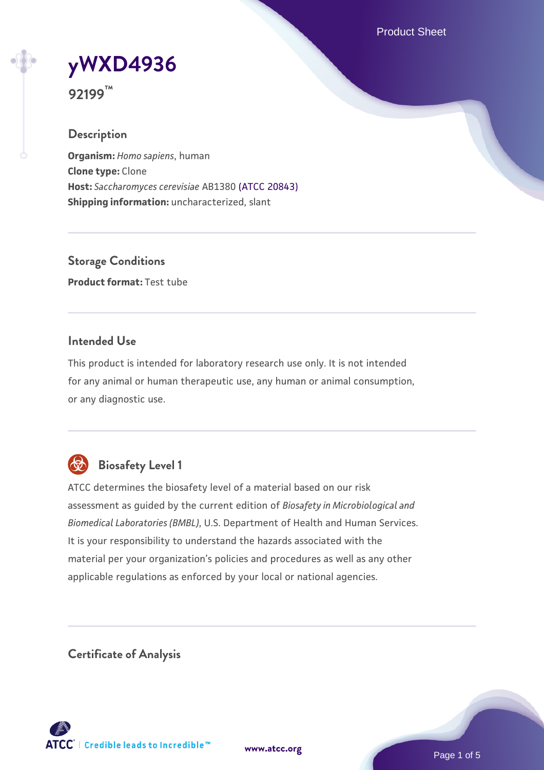# yWXD4936

**92199™**

## Description

**Organism:** *Homo sapiens*, human
**Clone type:** Clone
**Host:** *Saccharomyces cerevisiae* AB1380 (ATCC 20843)
**Shipping information:** uncharacterized, slant

## Storage Conditions

**Product format:** Test tube

## Intended Use

This product is intended for laboratory research use only. It is not intended for any animal or human therapeutic use, any human or animal consumption, or any diagnostic use.

## Biosafety Level 1

ATCC determines the biosafety level of a material based on our risk assessment as guided by the current edition of *Biosafety in Microbiological and Biomedical Laboratories (BMBL)*, U.S. Department of Health and Human Services. It is your responsibility to understand the hazards associated with the material per your organization's policies and procedures as well as any other applicable regulations as enforced by your local or national agencies.

## Certificate of Analysis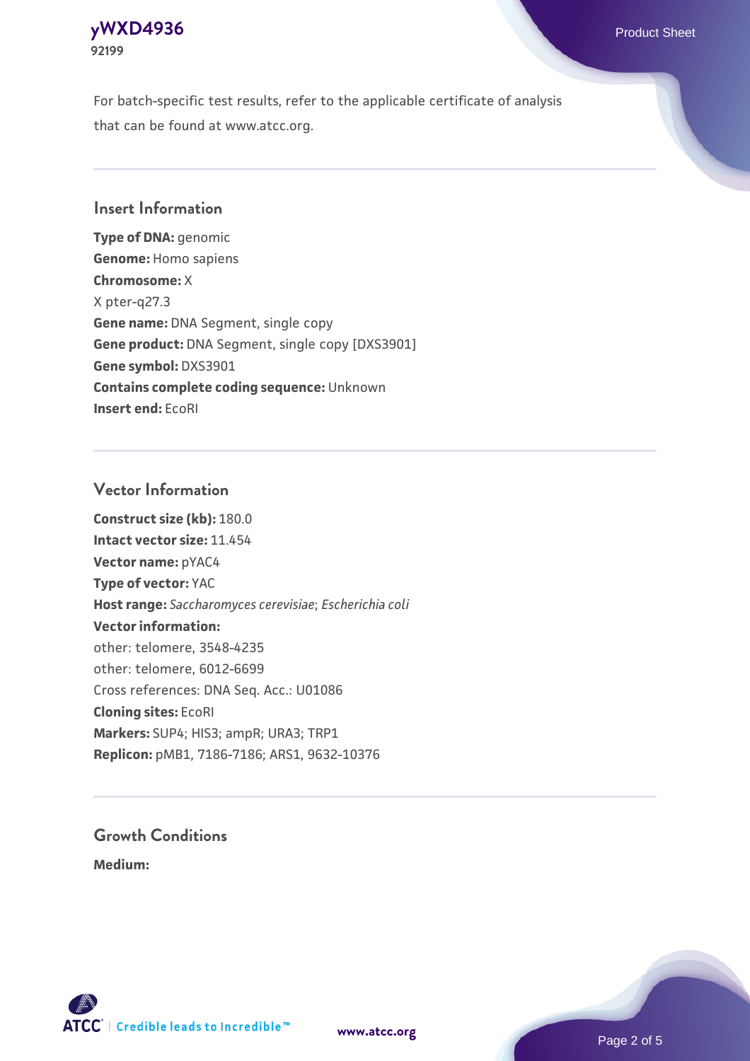For batch-specific test results, refer to the applicable certificate of analysis that can be found at www.atcc.org.

## Insert Information

**Type of DNA:** genomic
**Genome:** Homo sapiens
**Chromosome:** X
X pter-q27.3
**Gene name:** DNA Segment, single copy
**Gene product:** DNA Segment, single copy [DXS3901]
**Gene symbol:** DXS3901
**Contains complete coding sequence:** Unknown
**Insert end:** EcoRI

## Vector Information

**Construct size (kb):** 180.0
**Intact vector size:** 11.454
**Vector name:** pYAC4
**Type of vector:** YAC
**Host range:** *Saccharomyces cerevisiae*; *Escherichia coli*
**Vector information:**
other: telomere, 3548-4235
other: telomere, 6012-6699
Cross references: DNA Seq. Acc.: U01086
**Cloning sites:** EcoRI
**Markers:** SUP4; HIS3; ampR; URA3; TRP1
**Replicon:** pMB1, 7186-7186; ARS1, 9632-10376

## Growth Conditions

**Medium:**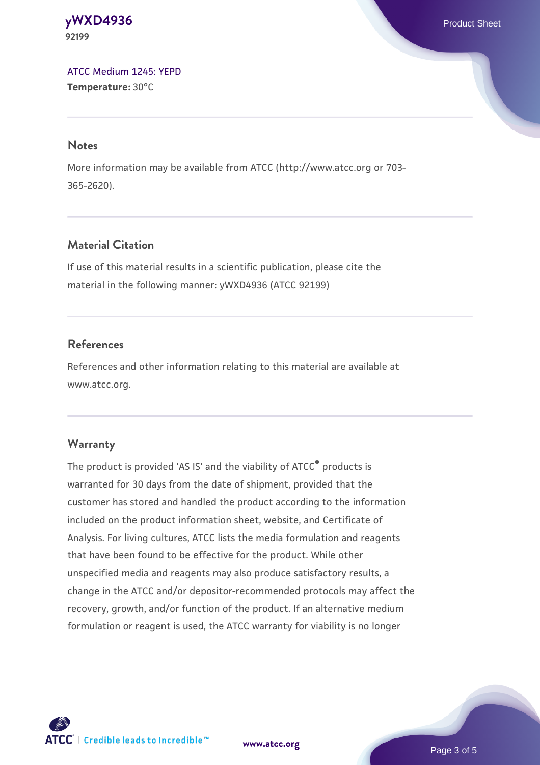[ATCC Medium 1245: YEPD](#)
**Temperature:** 30°C

## Notes

More information may be available from ATCC (http://www.atcc.org or 703-365-2620).

## Material Citation

If use of this material results in a scientific publication, please cite the material in the following manner: yWXD4936 (ATCC 92199)

## References

References and other information relating to this material are available at www.atcc.org.

## Warranty

The product is provided 'AS IS' and the viability of ATCC® products is warranted for 30 days from the date of shipment, provided that the customer has stored and handled the product according to the information included on the product information sheet, website, and Certificate of Analysis. For living cultures, ATCC lists the media formulation and reagents that have been found to be effective for the product. While other unspecified media and reagents may also produce satisfactory results, a change in the ATCC and/or depositor-recommended protocols may affect the recovery, growth, and/or function of the product. If an alternative medium formulation or reagent is used, the ATCC warranty for viability is no longer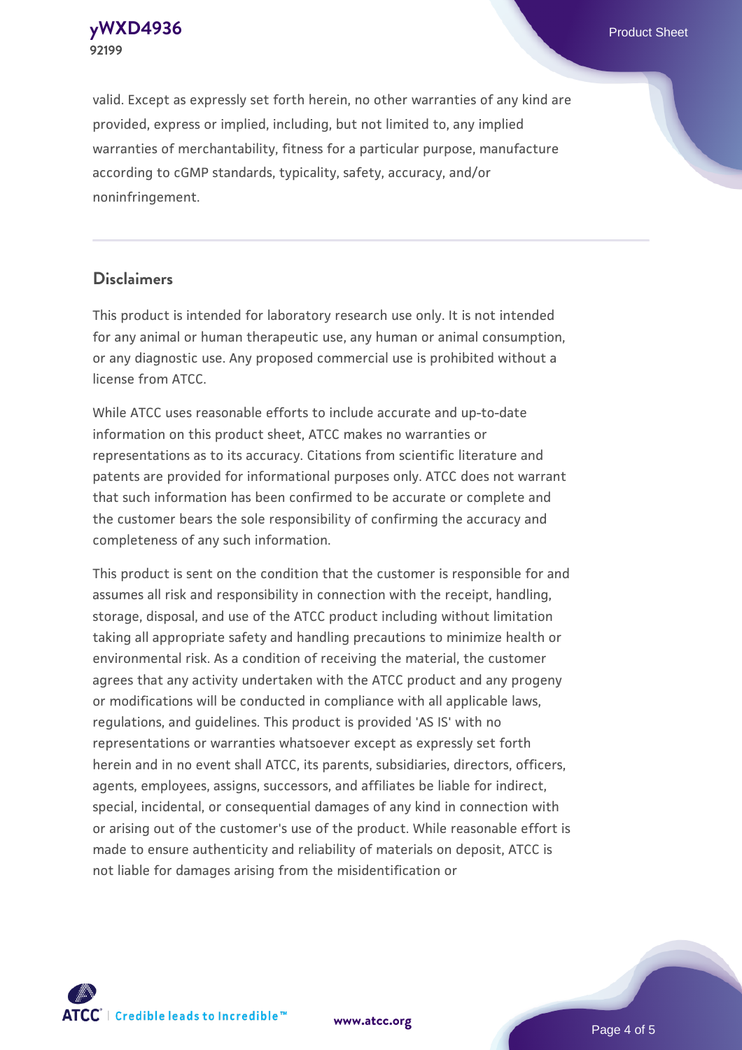valid. Except as expressly set forth herein, no other warranties of any kind are provided, express or implied, including, but not limited to, any implied warranties of merchantability, fitness for a particular purpose, manufacture according to cGMP standards, typicality, safety, accuracy, and/or noninfringement.

## Disclaimers

This product is intended for laboratory research use only. It is not intended for any animal or human therapeutic use, any human or animal consumption, or any diagnostic use. Any proposed commercial use is prohibited without a license from ATCC.

While ATCC uses reasonable efforts to include accurate and up-to-date information on this product sheet, ATCC makes no warranties or representations as to its accuracy. Citations from scientific literature and patents are provided for informational purposes only. ATCC does not warrant that such information has been confirmed to be accurate or complete and the customer bears the sole responsibility of confirming the accuracy and completeness of any such information.

This product is sent on the condition that the customer is responsible for and assumes all risk and responsibility in connection with the receipt, handling, storage, disposal, and use of the ATCC product including without limitation taking all appropriate safety and handling precautions to minimize health or environmental risk. As a condition of receiving the material, the customer agrees that any activity undertaken with the ATCC product and any progeny or modifications will be conducted in compliance with all applicable laws, regulations, and guidelines. This product is provided 'AS IS' with no representations or warranties whatsoever except as expressly set forth herein and in no event shall ATCC, its parents, subsidiaries, directors, officers, agents, employees, assigns, successors, and affiliates be liable for indirect, special, incidental, or consequential damages of any kind in connection with or arising out of the customer's use of the product. While reasonable effort is made to ensure authenticity and reliability of materials on deposit, ATCC is not liable for damages arising from the misidentification or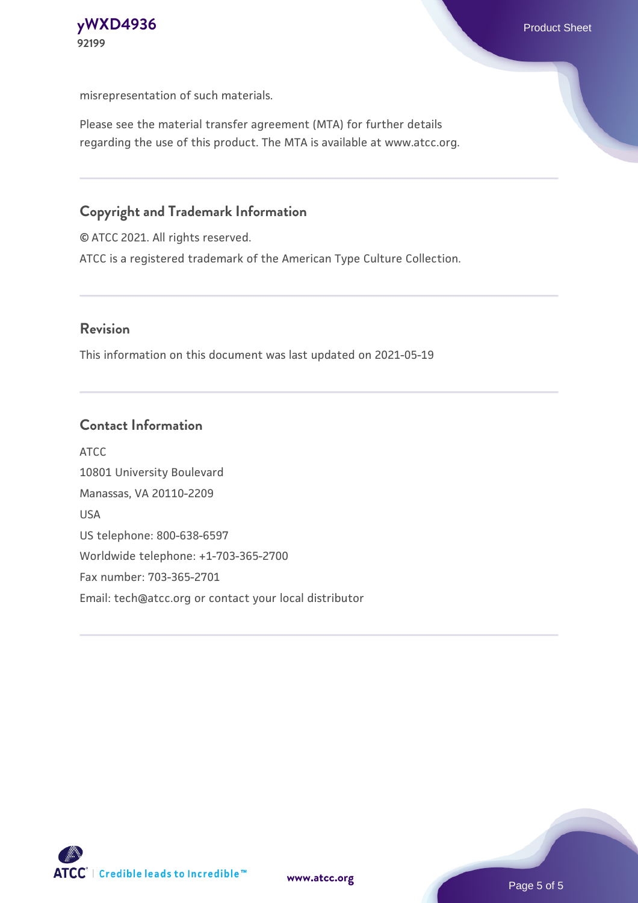misrepresentation of such materials.

Please see the material transfer agreement (MTA) for further details regarding the use of this product. The MTA is available at www.atcc.org.

## Copyright and Trademark Information

© ATCC 2021. All rights reserved.

ATCC is a registered trademark of the American Type Culture Collection.

## Revision

This information on this document was last updated on 2021-05-19

## Contact Information

ATCC
10801 University Boulevard
Manassas, VA 20110-2209
USA
US telephone: 800-638-6597
Worldwide telephone: +1-703-365-2700
Fax number: 703-365-2701
Email: tech@atcc.org or contact your local distributor